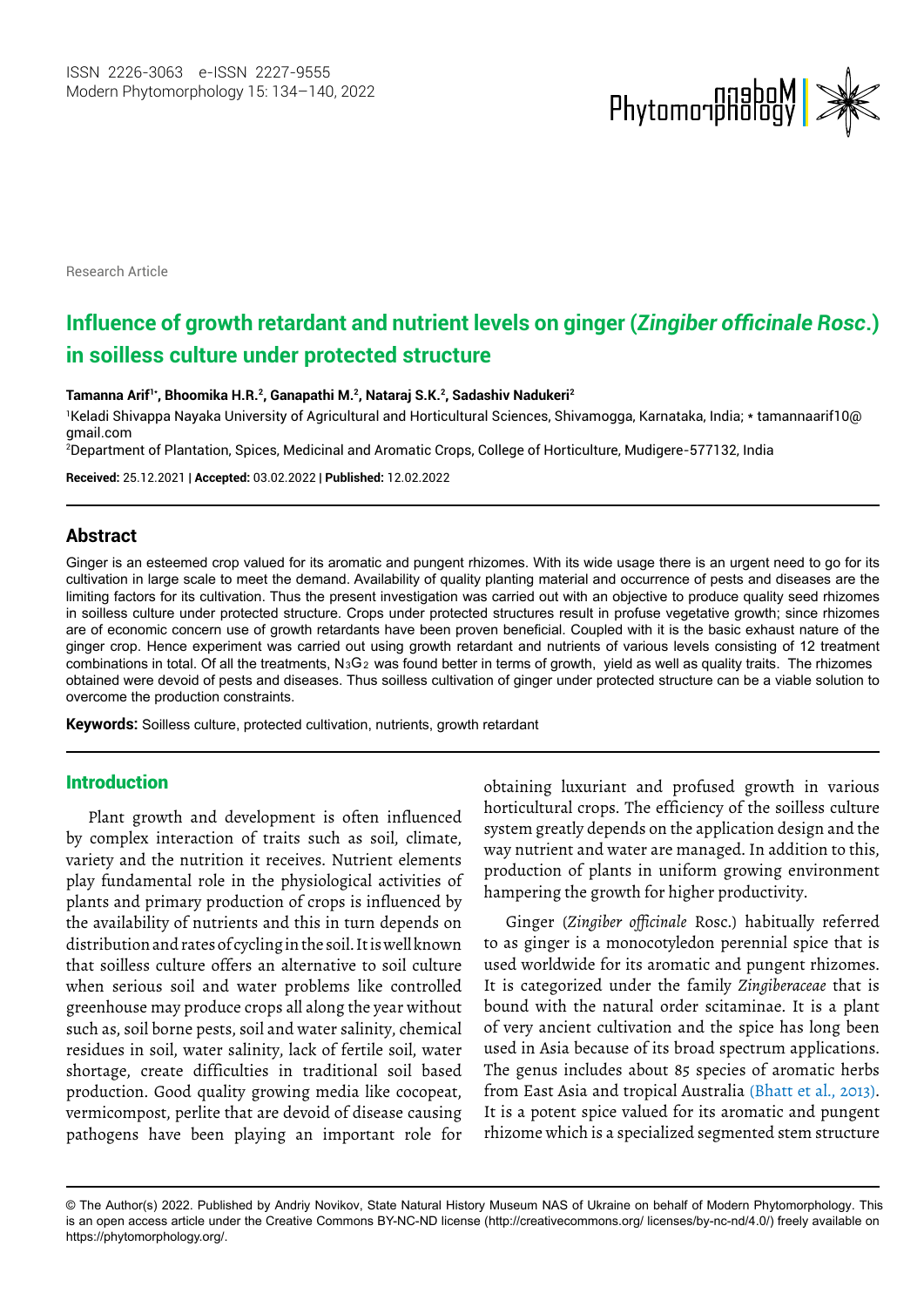Research Article

# Influence of growth retardant and nutrient levels on ginger (*Zingiber officinale Rosc*.) in soilless culture under protected structure

**Tamanna Arif[1*], Bhoomika H.R.[2], Ganapathi M.[2], Nataraj S.K.[2], Sadashiv Nadukeri[2]**

[1]Keladi Shivappa Nayaka University of Agricultural and Horticultural Sciences, Shivamogga, Karnataka, India; * tamannaarif10@gmail.com

[2]Department of Plantation, Spices, Medicinal and Aromatic Crops, College of Horticulture, Mudigere-577132, India

**Received:** 25.12.2021 | **Accepted:** 03.02.2022 | **Published:** 12.02.2022

## Abstract

Ginger is an esteemed crop valued for its aromatic and pungent rhizomes. With its wide usage there is an urgent need to go for its cultivation in large scale to meet the demand. Availability of quality planting material and occurrence of pests and diseases are the limiting factors for its cultivation. Thus the present investigation was carried out with an objective to produce quality seed rhizomes in soilless culture under protected structure. Crops under protected structures result in profuse vegetative growth; since rhizomes are of economic concern use of growth retardants have been proven beneficial. Coupled with it is the basic exhaust nature of the ginger crop. Hence experiment was carried out using growth retardant and nutrients of various levels consisting of 12 treatment combinations in total. Of all the treatments, $N_3G_2$ was found better in terms of growth, yield as well as quality traits. The rhizomes obtained were devoid of pests and diseases. Thus soilless cultivation of ginger under protected structure can be a viable solution to overcome the production constraints.

**Keywords:** Soilless culture, protected cultivation, nutrients, growth retardant

## Introduction

Plant growth and development is often influenced by complex interaction of traits such as soil, climate, variety and the nutrition it receives. Nutrient elements play fundamental role in the physiological activities of plants and primary production of crops is influenced by the availability of nutrients and this in turn depends on distribution and rates of cycling in the soil. It is well known that soilless culture offers an alternative to soil culture when serious soil and water problems like controlled greenhouse may produce crops all along the year without such as, soil borne pests, soil and water salinity, chemical residues in soil, water salinity, lack of fertile soil, water shortage, create difficulties in traditional soil based production. Good quality growing media like cocopeat, vermicompost, perlite that are devoid of disease causing pathogens have been playing an important role for obtaining luxuriant and profused growth in various horticultural crops. The efficiency of the soilless culture system greatly depends on the application design and the way nutrient and water are managed. In addition to this, production of plants in uniform growing environment hampering the growth for higher productivity.

Ginger (*Zingiber officinale* Rosc.) habitually referred to as ginger is a monocotyledon perennial spice that is used worldwide for its aromatic and pungent rhizomes. It is categorized under the family *Zingiberaceae* that is bound with the natural order scitaminae. It is a plant of very ancient cultivation and the spice has long been used in Asia because of its broad spectrum applications. The genus includes about 85 species of aromatic herbs from East Asia and tropical Australia (Bhatt et al., 2013). It is a potent spice valued for its aromatic and pungent rhizome which is a specialized segmented stem structure

© The Author(s) 2022. Published by Andriy Novikov, State Natural History Museum NAS of Ukraine on behalf of Modern Phytomorphology. This is an open access article under the Creative Commons BY-NC-ND license (http://creativecommons.org/ licenses/by-nc-nd/4.0/) freely available on https://phytomorphology.org/.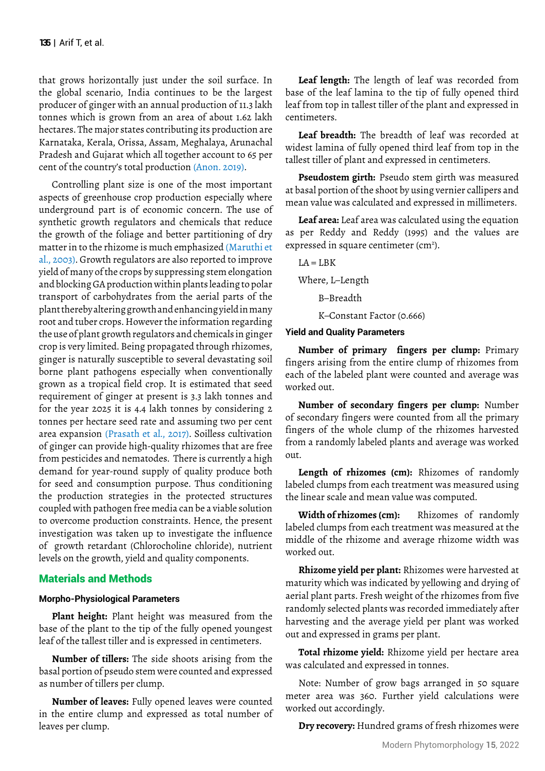that grows horizontally just under the soil surface. In the global scenario, India continues to be the largest producer of ginger with an annual production of 11.3 lakh tonnes which is grown from an area of about 1.62 lakh hectares. The major states contributing its production are Karnataka, Kerala, Orissa, Assam, Meghalaya, Arunachal Pradesh and Gujarat which all together account to 65 per cent of the country's total production (Anon. 2019).

Controlling plant size is one of the most important aspects of greenhouse crop production especially where underground part is of economic concern. The use of synthetic growth regulators and chemicals that reduce the growth of the foliage and better partitioning of dry matter in to the rhizome is much emphasized (Maruthi et al., 2003). Growth regulators are also reported to improve yield of many of the crops by suppressing stem elongation and blocking GA production within plants leading to polar transport of carbohydrates from the aerial parts of the plant thereby altering growth and enhancing yield in many root and tuber crops. However the information regarding the use of plant growth regulators and chemicals in ginger crop is very limited. Being propagated through rhizomes, ginger is naturally susceptible to several devastating soil borne plant pathogens especially when conventionally grown as a tropical field crop. It is estimated that seed requirement of ginger at present is 3.3 lakh tonnes and for the year 2025 it is 4.4 lakh tonnes by considering 2 tonnes per hectare seed rate and assuming two per cent area expansion (Prasath et al., 2017). Soilless cultivation of ginger can provide high-quality rhizomes that are free from pesticides and nematodes. There is currently a high demand for year-round supply of quality produce both for seed and consumption purpose. Thus conditioning the production strategies in the protected structures coupled with pathogen free media can be a viable solution to overcome production constraints. Hence, the present investigation was taken up to investigate the influence of growth retardant (Chlorocholine chloride), nutrient levels on the growth, yield and quality components.

## Materials and Methods

### Morpho-Physiological Parameters

**Plant height:** Plant height was measured from the base of the plant to the tip of the fully opened youngest leaf of the tallest tiller and is expressed in centimeters.

**Number of tillers:** The side shoots arising from the basal portion of pseudo stem were counted and expressed as number of tillers per clump.

**Number of leaves:** Fully opened leaves were counted in the entire clump and expressed as total number of leaves per clump.

**Leaf length:** The length of leaf was recorded from base of the leaf lamina to the tip of fully opened third leaf from top in tallest tiller of the plant and expressed in centimeters.

**Leaf breadth:** The breadth of leaf was recorded at widest lamina of fully opened third leaf from top in the tallest tiller of plant and expressed in centimeters.

**Pseudostem girth:** Pseudo stem girth was measured at basal portion of the shoot by using vernier callipers and mean value was calculated and expressed in millimeters.

**Leaf area:** Leaf area was calculated using the equation as per Reddy and Reddy (1995) and the values are expressed in square centimeter ($cm^2$).

$$LA = LBK$$

Where, L–Length

B–Breadth

K–Constant Factor (0.666)

### Yield and Quality Parameters

**Number of primary fingers per clump:** Primary fingers arising from the entire clump of rhizomes from each of the labeled plant were counted and average was worked out.

**Number of secondary fingers per clump:** Number of secondary fingers were counted from all the primary fingers of the whole clump of the rhizomes harvested from a randomly labeled plants and average was worked out.

**Length of rhizomes (cm):** Rhizomes of randomly labeled clumps from each treatment was measured using the linear scale and mean value was computed.

**Width of rhizomes (cm):** Rhizomes of randomly labeled clumps from each treatment was measured at the middle of the rhizome and average rhizome width was worked out.

**Rhizome yield per plant:** Rhizomes were harvested at maturity which was indicated by yellowing and drying of aerial plant parts. Fresh weight of the rhizomes from five randomly selected plants was recorded immediately after harvesting and the average yield per plant was worked out and expressed in grams per plant.

**Total rhizome yield:** Rhizome yield per hectare area was calculated and expressed in tonnes.

Note: Number of grow bags arranged in 50 square meter area was 360. Further yield calculations were worked out accordingly.

**Dry recovery:** Hundred grams of fresh rhizomes were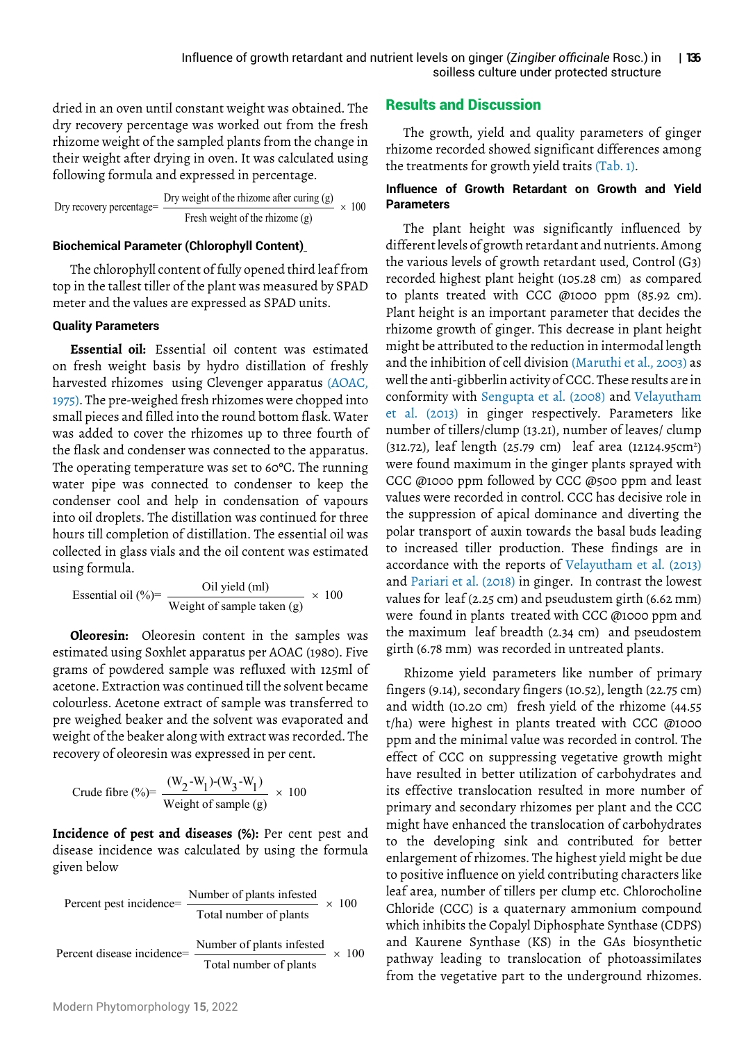dried in an oven until constant weight was obtained. The dry recovery percentage was worked out from the fresh rhizome weight of the sampled plants from the change in their weight after drying in oven. It was calculated using following formula and expressed in percentage.

$$\text{Dry recovery percentage} = \frac{\text{Dry weight of the rhizome after curing (g)}}{\text{Fresh weight of the rhizome (g)}} \times 100$$

#### Biochemical Parameter (Chlorophyll Content)

The chlorophyll content of fully opened third leaf from top in the tallest tiller of the plant was measured by SPAD meter and the values are expressed as SPAD units.

#### Quality Parameters

**Essential oil:** Essential oil content was estimated on fresh weight basis by hydro distillation of freshly harvested rhizomes using Clevenger apparatus (AOAC, 1975). The pre-weighed fresh rhizomes were chopped into small pieces and filled into the round bottom flask. Water was added to cover the rhizomes up to three fourth of the flask and condenser was connected to the apparatus. The operating temperature was set to 60°C. The running water pipe was connected to condenser to keep the condenser cool and help in condensation of vapours into oil droplets. The distillation was continued for three hours till completion of distillation. The essential oil was collected in glass vials and the oil content was estimated using formula.

$$\text{Essential oil (\%)} = \frac{\text{Oil yield (ml)}}{\text{Weight of sample taken (g)}} \times 100$$

**Oleoresin:** Oleoresin content in the samples was estimated using Soxhlet apparatus per AOAC (1980). Five grams of powdered sample was refluxed with 125ml of acetone. Extraction was continued till the solvent became colourless. Acetone extract of sample was transferred to pre weighed beaker and the solvent was evaporated and weight of the beaker along with extract was recorded. The recovery of oleoresin was expressed in per cent.

$$\text{Crude fibre (\%)} = \frac{(W_2 - W_1) - (W_3 - W_1)}{\text{Weight of sample (g)}} \times 100$$

**Incidence of pest and diseases (%):** Per cent pest and disease incidence was calculated by using the formula given below

$$\text{Percent pest incidence} = \frac{\text{Number of plants infested}}{\text{Total number of plants}} \times 100$$

$$\text{Percent disease incidence} = \frac{\text{Number of plants infested}}{\text{Total number of plants}} \times 100$$

## Results and Discussion

The growth, yield and quality parameters of ginger rhizome recorded showed significant differences among the treatments for growth yield traits (Tab. 1).

#### Influence of Growth Retardant on Growth and Yield Parameters

The plant height was significantly influenced by different levels of growth retardant and nutrients. Among the various levels of growth retardant used, Control (G3) recorded highest plant height (105.28 cm) as compared to plants treated with CCC @1000 ppm (85.92 cm). Plant height is an important parameter that decides the rhizome growth of ginger. This decrease in plant height might be attributed to the reduction in intermodal length and the inhibition of cell division (Maruthi et al., 2003) as well the anti-gibberellin activity of CCC. These results are in conformity with Sengupta et al. (2008) and Velayutham et al. (2013) in ginger respectively. Parameters like number of tillers/clump (13.21), number of leaves/ clump (312.72), leaf length (25.79 cm) leaf area (12124.95cm$^2$) were found maximum in the ginger plants sprayed with CCC @1000 ppm followed by CCC @500 ppm and least values were recorded in control. CCC has decisive role in the suppression of apical dominance and diverting the polar transport of auxin towards the basal buds leading to increased tiller production. These findings are in accordance with the reports of Velayutham et al. (2013) and Pariari et al. (2018) in ginger. In contrast the lowest values for leaf (2.25 cm) and pseudustem girth (6.62 mm) were found in plants treated with CCC @1000 ppm and the maximum leaf breadth (2.34 cm) and pseudostem girth (6.78 mm) was recorded in untreated plants.

Rhizome yield parameters like number of primary fingers (9.14), secondary fingers (10.52), length (22.75 cm) and width (10.20 cm) fresh yield of the rhizome (44.55 t/ha) were highest in plants treated with CCC @1000 ppm and the minimal value was recorded in control. The effect of CCC on suppressing vegetative growth might have resulted in better utilization of carbohydrates and its effective translocation resulted in more number of primary and secondary rhizomes per plant and the CCC might have enhanced the translocation of carbohydrates to the developing sink and contributed for better enlargement of rhizomes. The highest yield might be due to positive influence on yield contributing characters like leaf area, number of tillers per clump etc. Chlorocholine Chloride (CCC) is a quaternary ammonium compound which inhibits the Copalyl Diphosphate Synthase (CDPS) and Kaurene Synthase (KS) in the GAs biosynthetic pathway leading to translocation of photoassimilates from the vegetative part to the underground rhizomes.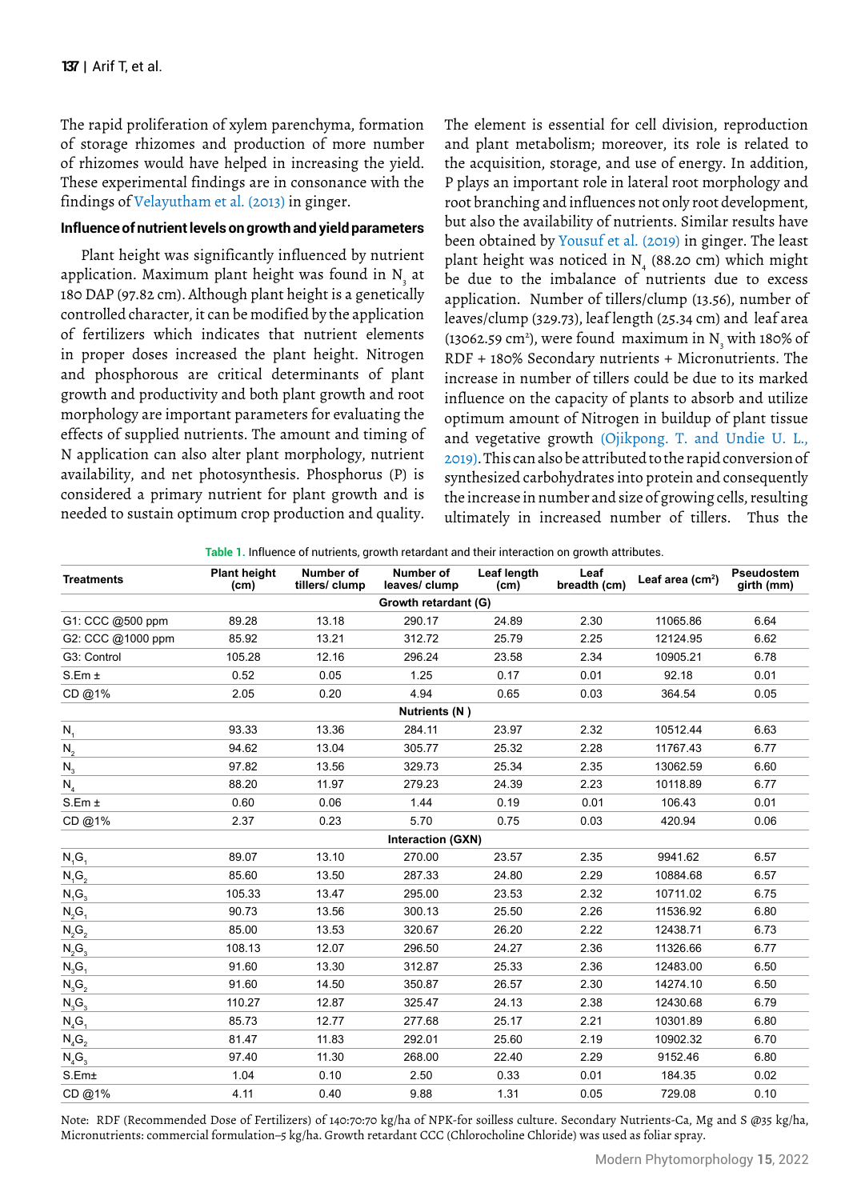The rapid proliferation of xylem parenchyma, formation of storage rhizomes and production of more number of rhizomes would have helped in increasing the yield. These experimental findings are in consonance with the findings of Velayutham et al. (2013) in ginger.

### Influence of nutrient levels on growth and yield parameters

Plant height was significantly influenced by nutrient application. Maximum plant height was found in $N_3$ at 180 DAP (97.82 cm). Although plant height is a genetically controlled character, it can be modified by the application of fertilizers which indicates that nutrient elements in proper doses increased the plant height. Nitrogen and phosphorous are critical determinants of plant growth and productivity and both plant growth and root morphology are important parameters for evaluating the effects of supplied nutrients. The amount and timing of N application can also alter plant morphology, nutrient availability, and net photosynthesis. Phosphorus (P) is considered a primary nutrient for plant growth and is needed to sustain optimum crop production and quality. The element is essential for cell division, reproduction and plant metabolism; moreover, its role is related to the acquisition, storage, and use of energy. In addition, P plays an important role in lateral root morphology and root branching and influences not only root development, but also the availability of nutrients. Similar results have been obtained by Yousuf et al. (2019) in ginger. The least plant height was noticed in $N_4$ (88.20 cm) which might be due to the imbalance of nutrients due to excess application. Number of tillers/clump (13.56), number of leaves/clump (329.73), leaf length (25.34 cm) and leaf area (13062.59 $cm^2$), were found maximum in $N_3$ with 180% of RDF + 180% Secondary nutrients + Micronutrients. The increase in number of tillers could be due to its marked influence on the capacity of plants to absorb and utilize optimum amount of Nitrogen in buildup of plant tissue and vegetative growth (Ojikpong. T. and Undie U. L., 2019). This can also be attributed to the rapid conversion of synthesized carbohydrates into protein and consequently the increase in number and size of growing cells, resulting ultimately in increased number of tillers. Thus the

**Table 1.** Influence of nutrients, growth retardant and their interaction on growth attributes.

| Treatments | Plant height (cm) | Number of tillers/ clump | Number of leaves/ clump | Leaf length (cm) | Leaf breadth (cm) | Leaf area ($cm^2$) | Pseudostem girth (mm) |
|---|---|---|---|---|---|---|---|
| **Growth retardant (G)** | | | | | | | |
| G1: CCC @500 ppm | 89.28 | 13.18 | 290.17 | 24.89 | 2.30 | 11065.86 | 6.64 |
| G2: CCC @1000 ppm | 85.92 | 13.21 | 312.72 | 25.79 | 2.25 | 12124.95 | 6.62 |
| G3: Control | 105.28 | 12.16 | 296.24 | 23.58 | 2.34 | 10905.21 | 6.78 |
| S.Em ± | 0.52 | 0.05 | 1.25 | 0.17 | 0.01 | 92.18 | 0.01 |
| CD @1% | 2.05 | 0.20 | 4.94 | 0.65 | 0.03 | 364.54 | 0.05 |
| **Nutrients (N)** | | | | | | | |
| $N_1$ | 93.33 | 13.36 | 284.11 | 23.97 | 2.32 | 10512.44 | 6.63 |
| $N_2$ | 94.62 | 13.04 | 305.77 | 25.32 | 2.28 | 11767.43 | 6.77 |
| $N_3$ | 97.82 | 13.56 | 329.73 | 25.34 | 2.35 | 13062.59 | 6.60 |
| $N_4$ | 88.20 | 11.97 | 279.23 | 24.39 | 2.23 | 10118.89 | 6.77 |
| S.Em ± | 0.60 | 0.06 | 1.44 | 0.19 | 0.01 | 106.43 | 0.01 |
| CD @1% | 2.37 | 0.23 | 5.70 | 0.75 | 0.03 | 420.94 | 0.06 |
| **Interaction (GXN)** | | | | | | | |
| $N_1G_1$ | 89.07 | 13.10 | 270.00 | 23.57 | 2.35 | 9941.62 | 6.57 |
| $N_1G_2$ | 85.60 | 13.50 | 287.33 | 24.80 | 2.29 | 10884.68 | 6.57 |
| $N_1G_3$ | 105.33 | 13.47 | 295.00 | 23.53 | 2.32 | 10711.02 | 6.75 |
| $N_2G_1$ | 90.73 | 13.56 | 300.13 | 25.50 | 2.26 | 11536.92 | 6.80 |
| $N_2G_2$ | 85.00 | 13.53 | 320.67 | 26.20 | 2.22 | 12438.71 | 6.73 |
| $N_2G_3$ | 108.13 | 12.07 | 296.50 | 24.27 | 2.36 | 11326.66 | 6.77 |
| $N_3G_1$ | 91.60 | 13.30 | 312.87 | 25.33 | 2.36 | 12483.00 | 6.50 |
| $N_3G_2$ | 91.60 | 14.50 | 350.87 | 26.57 | 2.30 | 14274.10 | 6.50 |
| $N_3G_3$ | 110.27 | 12.87 | 325.47 | 24.13 | 2.38 | 12430.68 | 6.79 |
| $N_4G_1$ | 85.73 | 12.77 | 277.68 | 25.17 | 2.21 | 10301.89 | 6.80 |
| $N_4G_2$ | 81.47 | 11.83 | 292.01 | 25.60 | 2.19 | 10902.32 | 6.70 |
| $N_4G_3$ | 97.40 | 11.30 | 268.00 | 22.40 | 2.29 | 9152.46 | 6.80 |
| S.Em± | 1.04 | 0.10 | 2.50 | 0.33 | 0.01 | 184.35 | 0.02 |
| CD @1% | 4.11 | 0.40 | 9.88 | 1.31 | 0.05 | 729.08 | 0.10 |

Note: RDF (Recommended Dose of Fertilizers) of 140:70:70 kg/ha of NPK-for soilless culture. Secondary Nutrients-Ca, Mg and S @35 kg/ha, Micronutrients: commercial formulation–5 kg/ha. Growth retardant CCC (Chlorocholine Chloride) was used as foliar spray.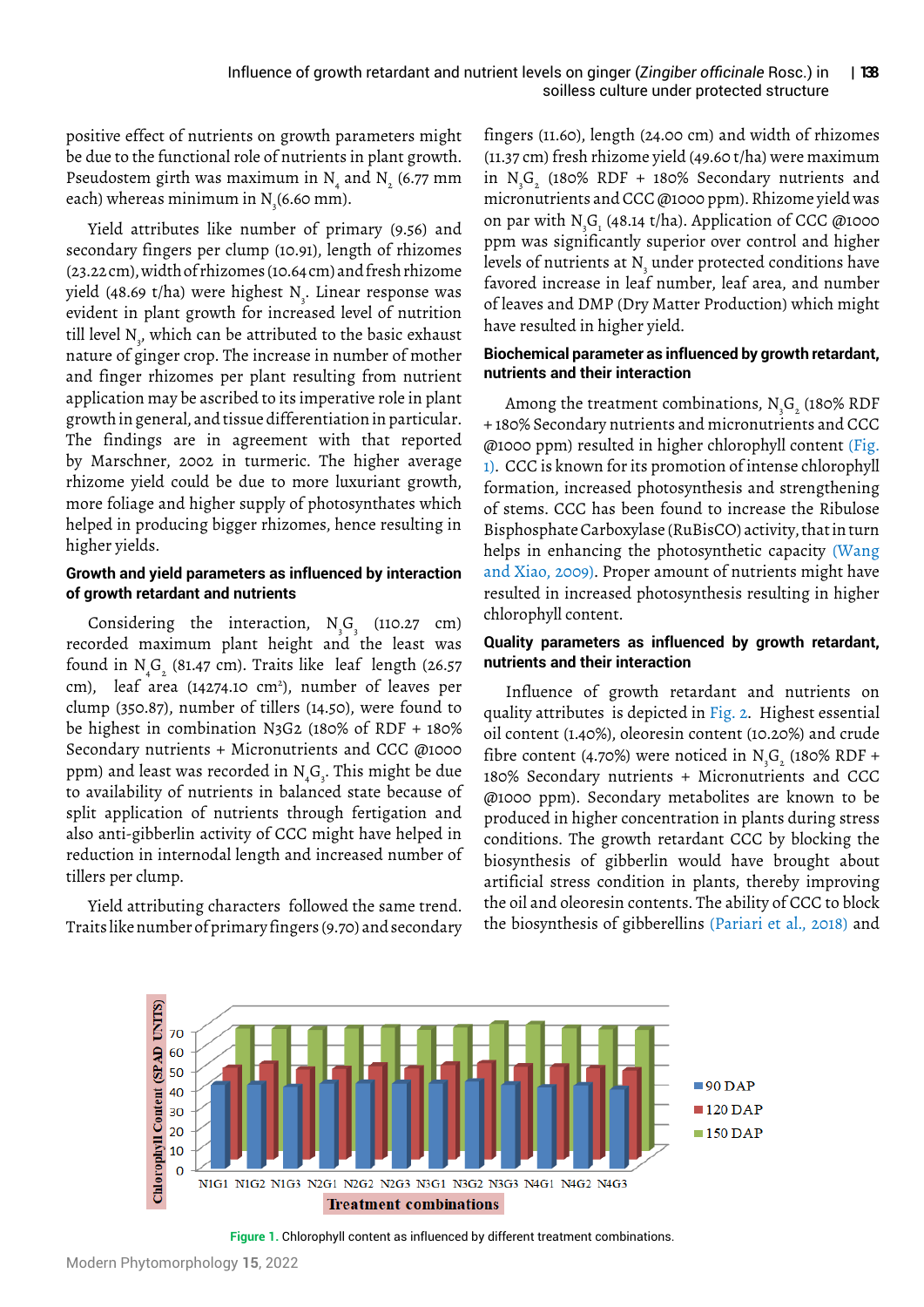positive effect of nutrients on growth parameters might be due to the functional role of nutrients in plant growth. Pseudostem girth was maximum in $N_4$ and $N_2$ (6.77 mm each) whereas minimum in $N_3$(6.60 mm).

Yield attributes like number of primary (9.56) and secondary fingers per clump (10.91), length of rhizomes (23.22 cm), width of rhizomes (10.64 cm) and fresh rhizome yield (48.69 t/ha) were highest $N_3$. Linear response was evident in plant growth for increased level of nutrition till level $N_3$, which can be attributed to the basic exhaust nature of ginger crop. The increase in number of mother and finger rhizomes per plant resulting from nutrient application may be ascribed to its imperative role in plant growth in general, and tissue differentiation in particular. The findings are in agreement with that reported by Marschner, 2002 in turmeric. The higher average rhizome yield could be due to more luxuriant growth, more foliage and higher supply of photosynthates which helped in producing bigger rhizomes, hence resulting in higher yields.

### Growth and yield parameters as influenced by interaction of growth retardant and nutrients

Considering the interaction, $N_3G_3$ (110.27 cm) recorded maximum plant height and the least was found in $N_4G_2$ (81.47 cm). Traits like leaf length (26.57 cm), leaf area (14274.10 $cm^2$), number of leaves per clump (350.87), number of tillers (14.50), were found to be highest in combination N3G2 (180% of RDF + 180% Secondary nutrients + Micronutrients and CCC @1000 ppm) and least was recorded in $N_4G_3$. This might be due to availability of nutrients in balanced state because of split application of nutrients through fertigation and also anti-gibberlin activity of CCC might have helped in reduction in internodal length and increased number of tillers per clump.

Yield attributing characters followed the same trend. Traits like number of primary fingers (9.70) and secondary fingers (11.60), length (24.00 cm) and width of rhizomes (11.37 cm) fresh rhizome yield (49.60 t/ha) were maximum in $N_3G_2$ (180% RDF + 180% Secondary nutrients and micronutrients and CCC @1000 ppm). Rhizome yield was on par with $N_3G_1$ (48.14 t/ha). Application of CCC @1000 ppm was significantly superior over control and higher levels of nutrients at $N_3$ under protected conditions have favored increase in leaf number, leaf area, and number of leaves and DMP (Dry Matter Production) which might have resulted in higher yield.

### Biochemical parameter as influenced by growth retardant, nutrients and their interaction

Among the treatment combinations, $N_3G_2$ (180% RDF + 180% Secondary nutrients and micronutrients and CCC @1000 ppm) resulted in higher chlorophyll content (Fig. 1). CCC is known for its promotion of intense chlorophyll formation, increased photosynthesis and strengthening of stems. CCC has been found to increase the Ribulose Bisphosphate Carboxylase (RuBisCO) activity, that in turn helps in enhancing the photosynthetic capacity (Wang and Xiao, 2009). Proper amount of nutrients might have resulted in increased photosynthesis resulting in higher chlorophyll content.

### Quality parameters as influenced by growth retardant, nutrients and their interaction

Influence of growth retardant and nutrients on quality attributes is depicted in Fig. 2. Highest essential oil content (1.40%), oleoresin content (10.20%) and crude fibre content (4.70%) were noticed in $N_3G_2$ (180% RDF + 180% Secondary nutrients + Micronutrients and CCC @1000 ppm). Secondary metabolites are known to be produced in higher concentration in plants during stress conditions. The growth retardant CCC by blocking the biosynthesis of gibberlin would have brought about artificial stress condition in plants, thereby improving the oil and oleoresin contents. The ability of CCC to block the biosynthesis of gibberellins (Pariari et al., 2018) and

**Figure 1.** Chlorophyll content as influenced by different treatment combinations.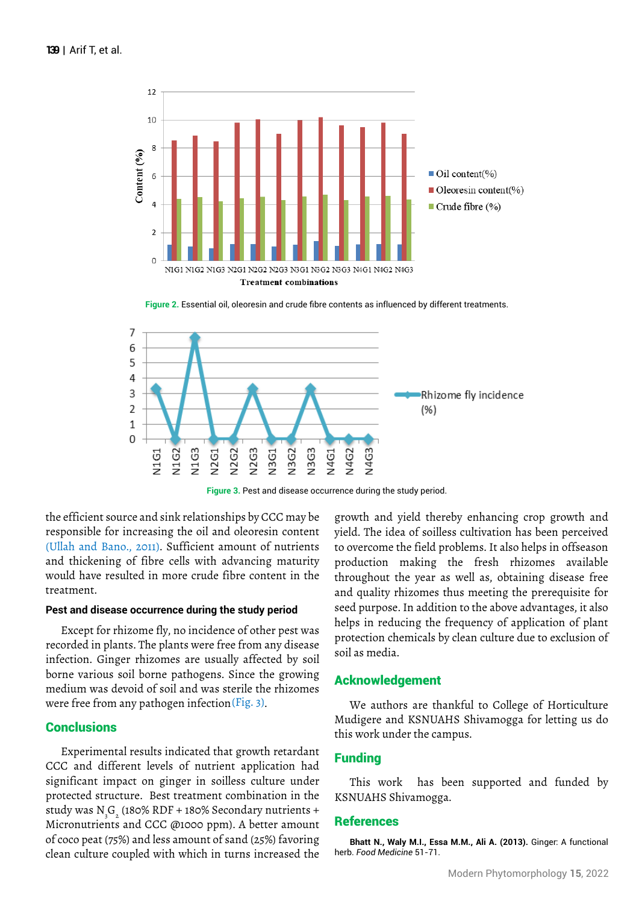Figure 2. Essential oil, oleoresin and crude fibre contents as influenced by different treatments.

Figure 3. Pest and disease occurrence during the study period.

the efficient source and sink relationships by CCC may be responsible for increasing the oil and oleoresin content (Ullah and Bano., 2011). Sufficient amount of nutrients and thickening of fibre cells with advancing maturity would have resulted in more crude fibre content in the treatment.

### Pest and disease occurrence during the study period

Except for rhizome fly, no incidence of other pest was recorded in plants. The plants were free from any disease infection. Ginger rhizomes are usually affected by soil borne various soil borne pathogens. Since the growing medium was devoid of soil and was sterile the rhizomes were free from any pathogen infection (Fig. 3).

## Conclusions

Experimental results indicated that growth retardant CCC and different levels of nutrient application had significant impact on ginger in soilless culture under protected structure. Best treatment combination in the study was $N_3G_2$ (180% RDF + 180% Secondary nutrients + Micronutrients and CCC @1000 ppm). A better amount of coco peat (75%) and less amount of sand (25%) favoring clean culture coupled with which in turns increased the growth and yield thereby enhancing crop growth and yield. The idea of soilless cultivation has been perceived to overcome the field problems. It also helps in offseason production making the fresh rhizomes available throughout the year as well as, obtaining disease free and quality rhizomes thus meeting the prerequisite for seed purpose. In addition to the above advantages, it also helps in reducing the frequency of application of plant protection chemicals by clean culture due to exclusion of soil as media.

## Acknowledgement

We authors are thankful to College of Horticulture Mudigere and KSNUAHS Shivamogga for letting us do this work under the campus.

## Funding

This work has been supported and funded by KSNUAHS Shivamogga.

## References

**Bhatt N., Waly M.I., Essa M.M., Ali A. (2013).** Ginger: A functional herb. *Food Medicine* 51-71.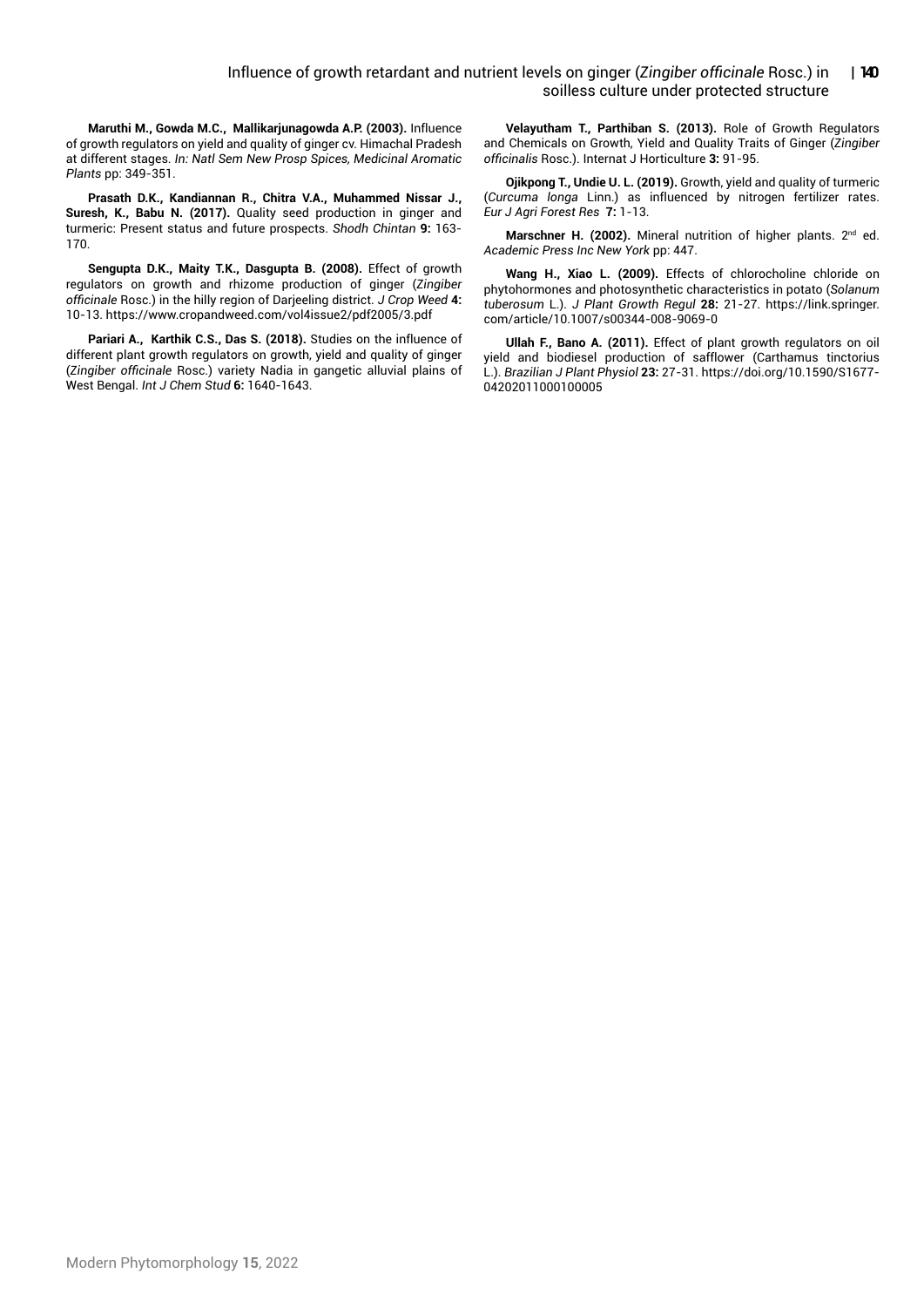**Maruthi M., Gowda M.C., Mallikarjunagowda A.P. (2003).** Influence of growth regulators on yield and quality of ginger cv. Himachal Pradesh at different stages. *In: Natl Sem New Prosp Spices, Medicinal Aromatic Plants* pp: 349-351.

**Prasath D.K., Kandiannan R., Chitra V.A., Muhammed Nissar J., Suresh, K., Babu N. (2017).** Quality seed production in ginger and turmeric: Present status and future prospects. *Shodh Chintan* **9:** 163-170.

**Sengupta D.K., Maity T.K., Dasgupta B. (2008).** Effect of growth regulators on growth and rhizome production of ginger (*Zingiber officinale* Rosc.) in the hilly region of Darjeeling district. *J Crop Weed* **4:** 10-13. https://www.cropandweed.com/vol4issue2/pdf2005/3.pdf

**Pariari A., Karthik C.S., Das S. (2018).** Studies on the influence of different plant growth regulators on growth, yield and quality of ginger (*Zingiber officinale* Rosc.) variety Nadia in gangetic alluvial plains of West Bengal. *Int J Chem Stud* **6:** 1640-1643.

**Velayutham T., Parthiban S. (2013).** Role of Growth Regulators and Chemicals on Growth, Yield and Quality Traits of Ginger (*Zingiber officinalis* Rosc.). Internat J Horticulture **3:** 91-95.

**Ojikpong T., Undie U. L. (2019).** Growth, yield and quality of turmeric (*Curcuma longa* Linn.) as influenced by nitrogen fertilizer rates. *Eur J Agri Forest Res* **7:** 1-13.

**Marschner H. (2002).** Mineral nutrition of higher plants. 2nd ed. *Academic Press Inc New York* pp: 447.

**Wang H., Xiao L. (2009).** Effects of chlorocholine chloride on phytohormones and photosynthetic characteristics in potato (*Solanum tuberosum* L.). *J Plant Growth Regul* **28:** 21-27. https://link.springer.com/article/10.1007/s00344-008-9069-0

**Ullah F., Bano A. (2011).** Effect of plant growth regulators on oil yield and biodiesel production of safflower (Carthamus tinctorius L.). *Brazilian J Plant Physiol* **23:** 27-31. https://doi.org/10.1590/S1677-04202011000100005